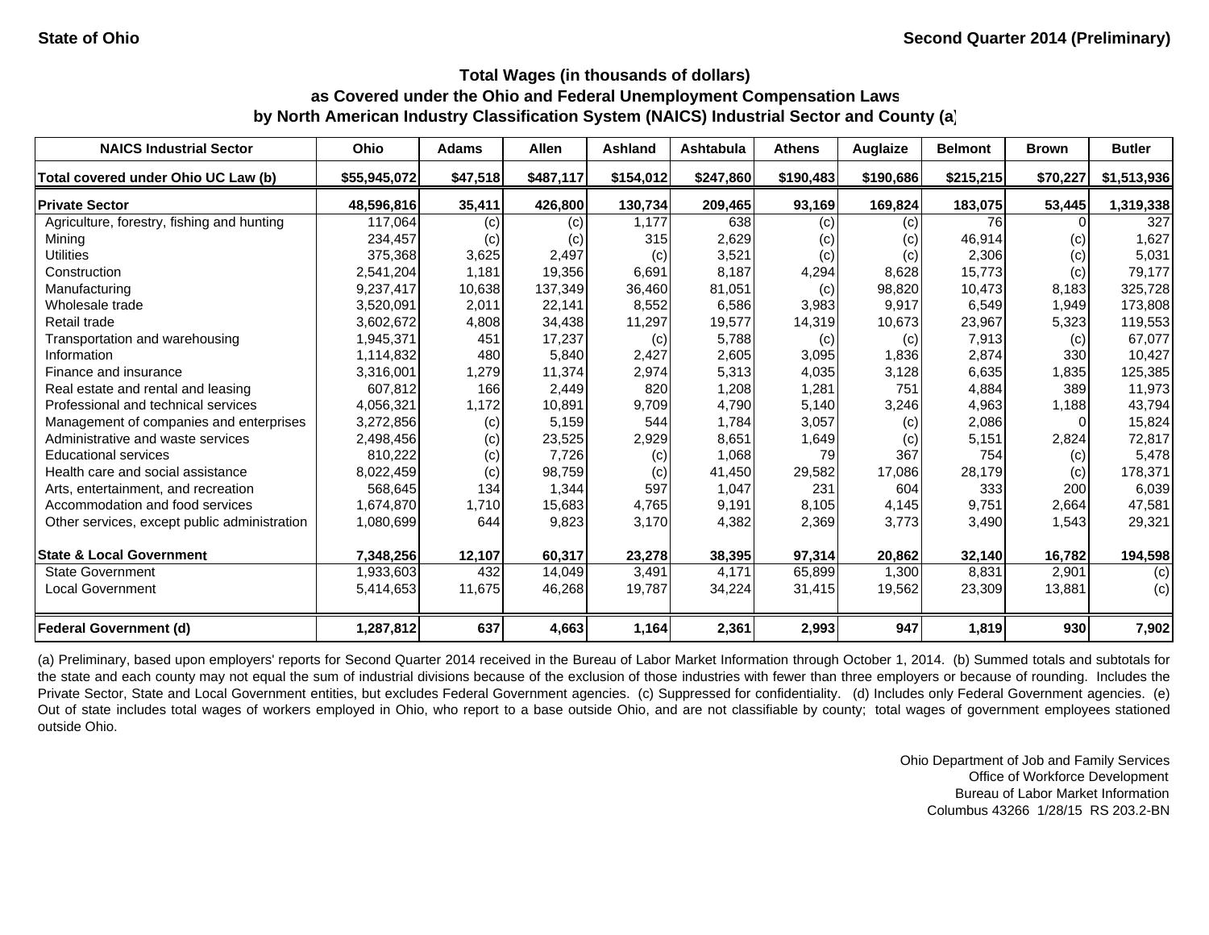State of Ohio — Second Quarter 2014 (Preliminary)

### Total Wages (in thousands of dollars) as Covered under the Ohio and Federal Unemployment Compensation Laws by North American Industry Classification System (NAICS) Industrial Sector and County (a)

| NAICS Industrial Sector | Ohio | Adams | Allen | Ashland | Ashtabula | Athens | Auglaize | Belmont | Brown | Butler |
|---|---|---|---|---|---|---|---|---|---|---|
| **Total covered under Ohio UC Law (b)** | **$55,945,072** | **$47,518** | **$487,117** | **$154,012** | **$247,860** | **$190,483** | **$190,686** | **$215,215** | **$70,227** | **$1,513,936** |
| **Private Sector** | **48,596,816** | **35,411** | **426,800** | **130,734** | **209,465** | **93,169** | **169,824** | **183,075** | **53,445** | **1,319,338** |
| Agriculture, forestry, fishing and hunting | 117,064 | (c) | (c) | 1,177 | 638 | (c) | (c) | 76 | 0 | 327 |
| Mining | 234,457 | (c) | (c) | 315 | 2,629 | (c) | (c) | 46,914 | (c) | 1,627 |
| Utilities | 375,368 | 3,625 | 2,497 | (c) | 3,521 | (c) | (c) | 2,306 | (c) | 5,031 |
| Construction | 2,541,204 | 1,181 | 19,356 | 6,691 | 8,187 | 4,294 | 8,628 | 15,773 | (c) | 79,177 |
| Manufacturing | 9,237,417 | 10,638 | 137,349 | 36,460 | 81,051 | (c) | 98,820 | 10,473 | 8,183 | 325,728 |
| Wholesale trade | 3,520,091 | 2,011 | 22,141 | 8,552 | 6,586 | 3,983 | 9,917 | 6,549 | 1,949 | 173,808 |
| Retail trade | 3,602,672 | 4,808 | 34,438 | 11,297 | 19,577 | 14,319 | 10,673 | 23,967 | 5,323 | 119,553 |
| Transportation and warehousing | 1,945,371 | 451 | 17,237 | (c) | 5,788 | (c) | (c) | 7,913 | (c) | 67,077 |
| Information | 1,114,832 | 480 | 5,840 | 2,427 | 2,605 | 3,095 | 1,836 | 2,874 | 330 | 10,427 |
| Finance and insurance | 3,316,001 | 1,279 | 11,374 | 2,974 | 5,313 | 4,035 | 3,128 | 6,635 | 1,835 | 125,385 |
| Real estate and rental and leasing | 607,812 | 166 | 2,449 | 820 | 1,208 | 1,281 | 751 | 4,884 | 389 | 11,973 |
| Professional and technical services | 4,056,321 | 1,172 | 10,891 | 9,709 | 4,790 | 5,140 | 3,246 | 4,963 | 1,188 | 43,794 |
| Management of companies and enterprises | 3,272,856 | (c) | 5,159 | 544 | 1,784 | 3,057 | (c) | 2,086 | 0 | 15,824 |
| Administrative and waste services | 2,498,456 | (c) | 23,525 | 2,929 | 8,651 | 1,649 | (c) | 5,151 | 2,824 | 72,817 |
| Educational services | 810,222 | (c) | 7,726 | (c) | 1,068 | 79 | 367 | 754 | (c) | 5,478 |
| Health care and social assistance | 8,022,459 | (c) | 98,759 | (c) | 41,450 | 29,582 | 17,086 | 28,179 | (c) | 178,371 |
| Arts, entertainment, and recreation | 568,645 | 134 | 1,344 | 597 | 1,047 | 231 | 604 | 333 | 200 | 6,039 |
| Accommodation and food services | 1,674,870 | 1,710 | 15,683 | 4,765 | 9,191 | 8,105 | 4,145 | 9,751 | 2,664 | 47,581 |
| Other services, except public administration | 1,080,699 | 644 | 9,823 | 3,170 | 4,382 | 2,369 | 3,773 | 3,490 | 1,543 | 29,321 |
| **State & Local Government** | **7,348,256** | **12,107** | **60,317** | **23,278** | **38,395** | **97,314** | **20,862** | **32,140** | **16,782** | **194,598** |
| State Government | 1,933,603 | 432 | 14,049 | 3,491 | 4,171 | 65,899 | 1,300 | 8,831 | 2,901 | (c) |
| Local Government | 5,414,653 | 11,675 | 46,268 | 19,787 | 34,224 | 31,415 | 19,562 | 23,309 | 13,881 | (c) |
| **Federal Government (d)** | **1,287,812** | **637** | **4,663** | **1,164** | **2,361** | **2,993** | **947** | **1,819** | **930** | **7,902** |

(a) Preliminary, based upon employers' reports for Second Quarter 2014 received in the Bureau of Labor Market Information through October 1, 2014. (b) Summed totals and subtotals for the state and each county may not equal the sum of industrial divisions because of the exclusion of those industries with fewer than three employers or because of rounding. Includes the Private Sector, State and Local Government entities, but excludes Federal Government agencies. (c) Suppressed for confidentiality. (d) Includes only Federal Government agencies. (e) Out of state includes total wages of workers employed in Ohio, who report to a base outside Ohio, and are not classifiable by county; total wages of government employees stationed outside Ohio.

Ohio Department of Job and Family Services
Office of Workforce Development
Bureau of Labor Market Information
Columbus 43266 1/28/15 RS 203.2-BN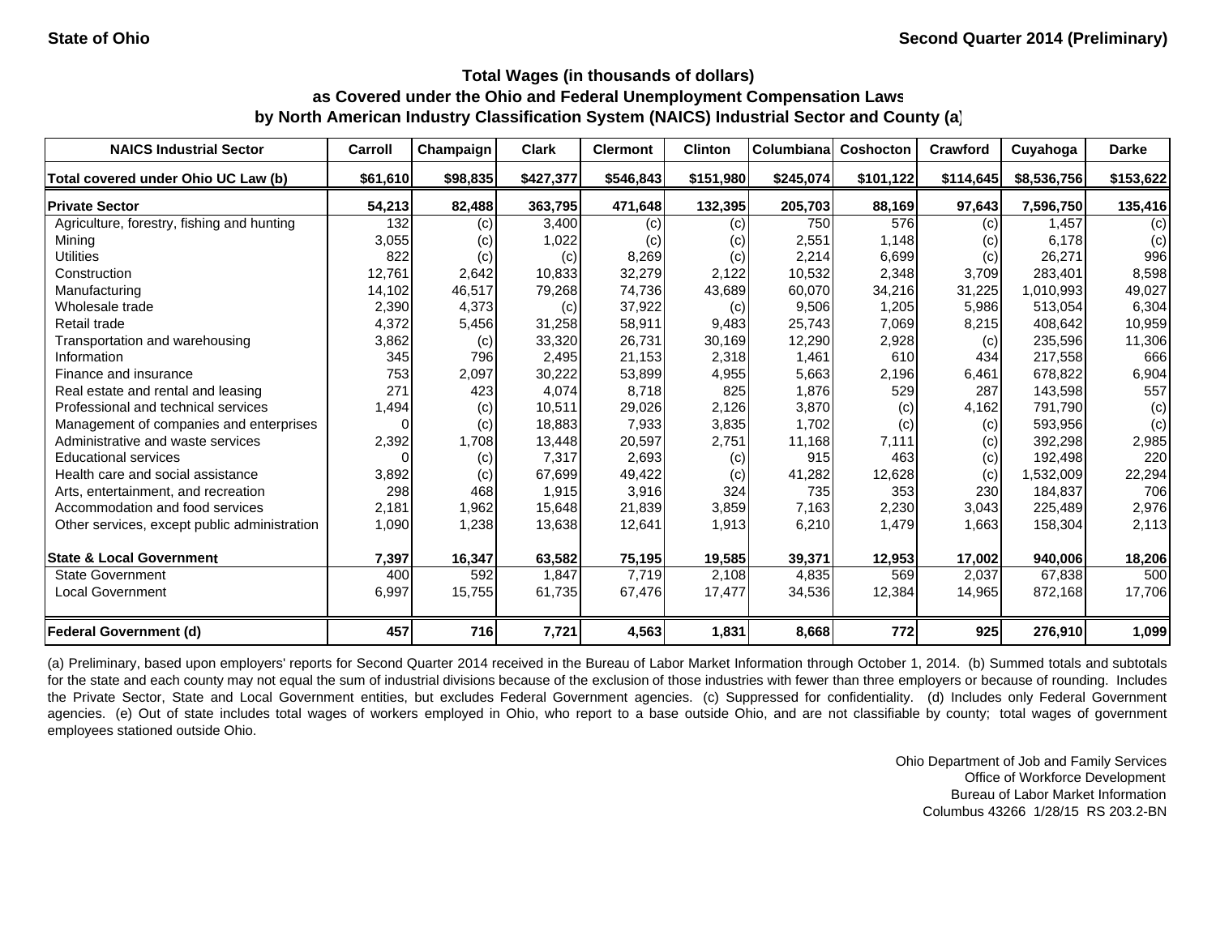**State of Ohio** **Second Quarter 2014 (Preliminary)**

### Total Wages (in thousands of dollars)
### as Covered under the Ohio and Federal Unemployment Compensation Laws
### by North American Industry Classification System (NAICS) Industrial Sector and County (a)

| NAICS Industrial Sector | Carroll | Champaign | Clark | Clermont | Clinton | Columbiana | Coshocton | Crawford | Cuyahoga | Darke |
|---|---|---|---|---|---|---|---|---|---|---|
| **Total covered under Ohio UC Law (b)** | **$61,610** | **$98,835** | **$427,377** | **$546,843** | **$151,980** | **$245,074** | **$101,122** | **$114,645** | **$8,536,756** | **$153,622** |
| **Private Sector** | **54,213** | **82,488** | **363,795** | **471,648** | **132,395** | **205,703** | **88,169** | **97,643** | **7,596,750** | **135,416** |
| Agriculture, forestry, fishing and hunting | 132 | (c) | 3,400 | (c) | (c) | 750 | 576 | (c) | 1,457 | (c) |
| Mining | 3,055 | (c) | 1,022 | (c) | (c) | 2,551 | 1,148 | (c) | 6,178 | (c) |
| Utilities | 822 | (c) | (c) | 8,269 | (c) | 2,214 | 6,699 | (c) | 26,271 | 996 |
| Construction | 12,761 | 2,642 | 10,833 | 32,279 | 2,122 | 10,532 | 2,348 | 3,709 | 283,401 | 8,598 |
| Manufacturing | 14,102 | 46,517 | 79,268 | 74,736 | 43,689 | 60,070 | 34,216 | 31,225 | 1,010,993 | 49,027 |
| Wholesale trade | 2,390 | 4,373 | (c) | 37,922 | (c) | 9,506 | 1,205 | 5,986 | 513,054 | 6,304 |
| Retail trade | 4,372 | 5,456 | 31,258 | 58,911 | 9,483 | 25,743 | 7,069 | 8,215 | 408,642 | 10,959 |
| Transportation and warehousing | 3,862 | (c) | 33,320 | 26,731 | 30,169 | 12,290 | 2,928 | (c) | 235,596 | 11,306 |
| Information | 345 | 796 | 2,495 | 21,153 | 2,318 | 1,461 | 610 | 434 | 217,558 | 666 |
| Finance and insurance | 753 | 2,097 | 30,222 | 53,899 | 4,955 | 5,663 | 2,196 | 6,461 | 678,822 | 6,904 |
| Real estate and rental and leasing | 271 | 423 | 4,074 | 8,718 | 825 | 1,876 | 529 | 287 | 143,598 | 557 |
| Professional and technical services | 1,494 | (c) | 10,511 | 29,026 | 2,126 | 3,870 | (c) | 4,162 | 791,790 | (c) |
| Management of companies and enterprises | 0 | (c) | 18,883 | 7,933 | 3,835 | 1,702 | (c) | (c) | 593,956 | (c) |
| Administrative and waste services | 2,392 | 1,708 | 13,448 | 20,597 | 2,751 | 11,168 | 7,111 | (c) | 392,298 | 2,985 |
| Educational services | 0 | (c) | 7,317 | 2,693 | (c) | 915 | 463 | (c) | 192,498 | 220 |
| Health care and social assistance | 3,892 | (c) | 67,699 | 49,422 | (c) | 41,282 | 12,628 | (c) | 1,532,009 | 22,294 |
| Arts, entertainment, and recreation | 298 | 468 | 1,915 | 3,916 | 324 | 735 | 353 | 230 | 184,837 | 706 |
| Accommodation and food services | 2,181 | 1,962 | 15,648 | 21,839 | 3,859 | 7,163 | 2,230 | 3,043 | 225,489 | 2,976 |
| Other services, except public administration | 1,090 | 1,238 | 13,638 | 12,641 | 1,913 | 6,210 | 1,479 | 1,663 | 158,304 | 2,113 |
| **State & Local Government** | **7,397** | **16,347** | **63,582** | **75,195** | **19,585** | **39,371** | **12,953** | **17,002** | **940,006** | **18,206** |
| State Government | 400 | 592 | 1,847 | 7,719 | 2,108 | 4,835 | 569 | 2,037 | 67,838 | 500 |
| Local Government | 6,997 | 15,755 | 61,735 | 67,476 | 17,477 | 34,536 | 12,384 | 14,965 | 872,168 | 17,706 |
| **Federal Government (d)** | **457** | **716** | **7,721** | **4,563** | **1,831** | **8,668** | **772** | **925** | **276,910** | **1,099** |

(a) Preliminary, based upon employers' reports for Second Quarter 2014 received in the Bureau of Labor Market Information through October 1, 2014. (b) Summed totals and subtotals for the state and each county may not equal the sum of industrial divisions because of the exclusion of those industries with fewer than three employers or because of rounding. Includes the Private Sector, State and Local Government entities, but excludes Federal Government agencies. (c) Suppressed for confidentiality. (d) Includes only Federal Government agencies. (e) Out of state includes total wages of workers employed in Ohio, who report to a base outside Ohio, and are not classifiable by county; total wages of government employees stationed outside Ohio.

Ohio Department of Job and Family Services
Office of Workforce Development
Bureau of Labor Market Information
Columbus 43266 1/28/15 RS 203.2-BN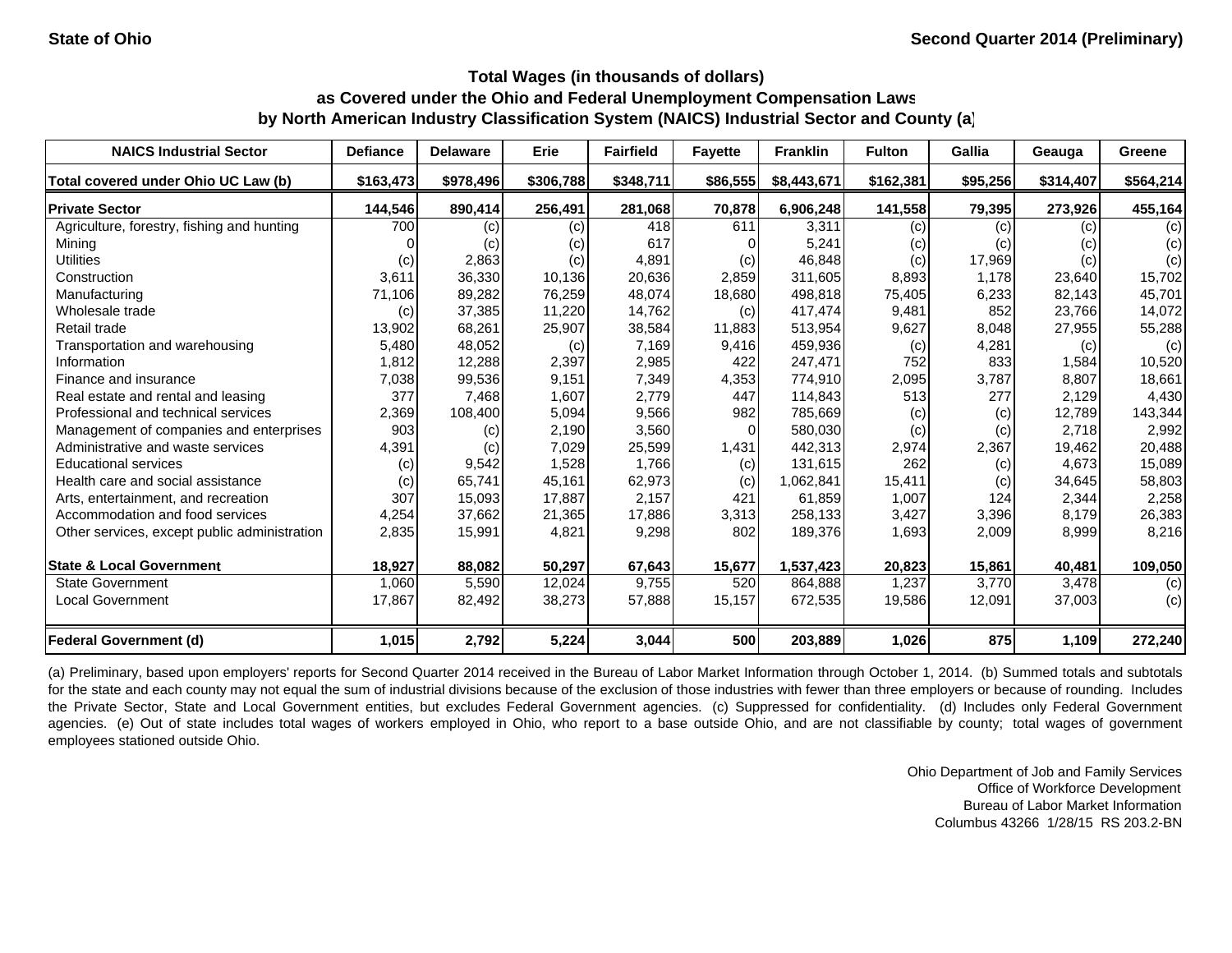State of Ohio

Second Quarter 2014 (Preliminary)

**Total Wages (in thousands of dollars)**
**as Covered under the Ohio and Federal Unemployment Compensation Laws**
**by North American Industry Classification System (NAICS) Industrial Sector and County (a)**

| NAICS Industrial Sector | Defiance | Delaware | Erie | Fairfield | Fayette | Franklin | Fulton | Gallia | Geauga | Greene |
|---|---|---|---|---|---|---|---|---|---|---|
| **Total covered under Ohio UC Law (b)** | **$163,473** | **$978,496** | **$306,788** | **$348,711** | **$86,555** | **$8,443,671** | **$162,381** | **$95,256** | **$314,407** | **$564,214** |
| **Private Sector** | **144,546** | **890,414** | **256,491** | **281,068** | **70,878** | **6,906,248** | **141,558** | **79,395** | **273,926** | **455,164** |
| Agriculture, forestry, fishing and hunting | 700 | (c) | (c) | 418 | 611 | 3,311 | (c) | (c) | (c) | (c) |
| Mining | 0 | (c) | (c) | 617 | 0 | 5,241 | (c) | (c) | (c) | (c) |
| Utilities | (c) | 2,863 | (c) | 4,891 | (c) | 46,848 | (c) | 17,969 | (c) | (c) |
| Construction | 3,611 | 36,330 | 10,136 | 20,636 | 2,859 | 311,605 | 8,893 | 1,178 | 23,640 | 15,702 |
| Manufacturing | 71,106 | 89,282 | 76,259 | 48,074 | 18,680 | 498,818 | 75,405 | 6,233 | 82,143 | 45,701 |
| Wholesale trade | (c) | 37,385 | 11,220 | 14,762 | (c) | 417,474 | 9,481 | 852 | 23,766 | 14,072 |
| Retail trade | 13,902 | 68,261 | 25,907 | 38,584 | 11,883 | 513,954 | 9,627 | 8,048 | 27,955 | 55,288 |
| Transportation and warehousing | 5,480 | 48,052 | (c) | 7,169 | 9,416 | 459,936 | (c) | 4,281 | (c) | (c) |
| Information | 1,812 | 12,288 | 2,397 | 2,985 | 422 | 247,471 | 752 | 833 | 1,584 | 10,520 |
| Finance and insurance | 7,038 | 99,536 | 9,151 | 7,349 | 4,353 | 774,910 | 2,095 | 3,787 | 8,807 | 18,661 |
| Real estate and rental and leasing | 377 | 7,468 | 1,607 | 2,779 | 447 | 114,843 | 513 | 277 | 2,129 | 4,430 |
| Professional and technical services | 2,369 | 108,400 | 5,094 | 9,566 | 982 | 785,669 | (c) | (c) | 12,789 | 143,344 |
| Management of companies and enterprises | 903 | (c) | 2,190 | 3,560 | 0 | 580,030 | (c) | (c) | 2,718 | 2,992 |
| Administrative and waste services | 4,391 | (c) | 7,029 | 25,599 | 1,431 | 442,313 | 2,974 | 2,367 | 19,462 | 20,488 |
| Educational services | (c) | 9,542 | 1,528 | 1,766 | (c) | 131,615 | 262 | (c) | 4,673 | 15,089 |
| Health care and social assistance | (c) | 65,741 | 45,161 | 62,973 | (c) | 1,062,841 | 15,411 | (c) | 34,645 | 58,803 |
| Arts, entertainment, and recreation | 307 | 15,093 | 17,887 | 2,157 | 421 | 61,859 | 1,007 | 124 | 2,344 | 2,258 |
| Accommodation and food services | 4,254 | 37,662 | 21,365 | 17,886 | 3,313 | 258,133 | 3,427 | 3,396 | 8,179 | 26,383 |
| Other services, except public administration | 2,835 | 15,991 | 4,821 | 9,298 | 802 | 189,376 | 1,693 | 2,009 | 8,999 | 8,216 |
| **State & Local Government** | **18,927** | **88,082** | **50,297** | **67,643** | **15,677** | **1,537,423** | **20,823** | **15,861** | **40,481** | **109,050** |
| State Government | 1,060 | 5,590 | 12,024 | 9,755 | 520 | 864,888 | 1,237 | 3,770 | 3,478 | (c) |
| Local Government | 17,867 | 82,492 | 38,273 | 57,888 | 15,157 | 672,535 | 19,586 | 12,091 | 37,003 | (c) |
| **Federal Government (d)** | **1,015** | **2,792** | **5,224** | **3,044** | **500** | **203,889** | **1,026** | **875** | **1,109** | **272,240** |

(a) Preliminary, based upon employers' reports for Second Quarter 2014 received in the Bureau of Labor Market Information through October 1, 2014. (b) Summed totals and subtotals for the state and each county may not equal the sum of industrial divisions because of the exclusion of those industries with fewer than three employers or because of rounding. Includes the Private Sector, State and Local Government entities, but excludes Federal Government agencies. (c) Suppressed for confidentiality. (d) Includes only Federal Government agencies. (e) Out of state includes total wages of workers employed in Ohio, who report to a base outside Ohio, and are not classifiable by county; total wages of government employees stationed outside Ohio.

Ohio Department of Job and Family Services
Office of Workforce Development
Bureau of Labor Market Information
Columbus 43266 1/28/15 RS 203.2-BN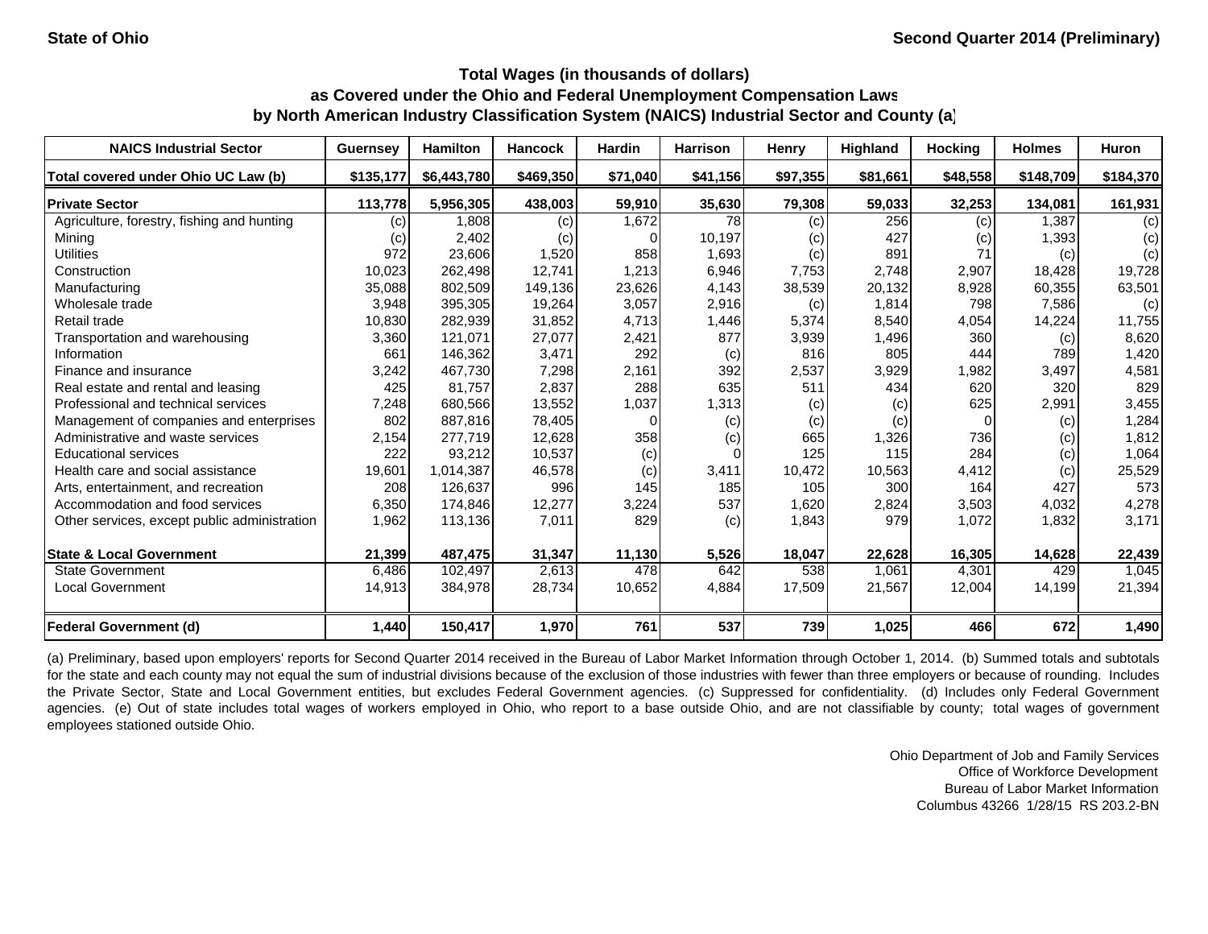State of Ohio

Second Quarter 2014 (Preliminary)

**Total Wages (in thousands of dollars)**
**as Covered under the Ohio and Federal Unemployment Compensation Laws**
**by North American Industry Classification System (NAICS) Industrial Sector and County (a)**

| NAICS Industrial Sector | Guernsey | Hamilton | Hancock | Hardin | Harrison | Henry | Highland | Hocking | Holmes | Huron |
|---|---|---|---|---|---|---|---|---|---|---|
| **Total covered under Ohio UC Law (b)** | **$135,177** | **$6,443,780** | **$469,350** | **$71,040** | **$41,156** | **$97,355** | **$81,661** | **$48,558** | **$148,709** | **$184,370** |
| **Private Sector** | **113,778** | **5,956,305** | **438,003** | **59,910** | **35,630** | **79,308** | **59,033** | **32,253** | **134,081** | **161,931** |
| Agriculture, forestry, fishing and hunting | (c) | 1,808 | (c) | 1,672 | 78 | (c) | 256 | (c) | 1,387 | (c) |
| Mining | (c) | 2,402 | (c) | 0 | 10,197 | (c) | 427 | (c) | 1,393 | (c) |
| Utilities | 972 | 23,606 | 1,520 | 858 | 1,693 | (c) | 891 | 71 | (c) | (c) |
| Construction | 10,023 | 262,498 | 12,741 | 1,213 | 6,946 | 7,753 | 2,748 | 2,907 | 18,428 | 19,728 |
| Manufacturing | 35,088 | 802,509 | 149,136 | 23,626 | 4,143 | 38,539 | 20,132 | 8,928 | 60,355 | 63,501 |
| Wholesale trade | 3,948 | 395,305 | 19,264 | 3,057 | 2,916 | (c) | 1,814 | 798 | 7,586 | (c) |
| Retail trade | 10,830 | 282,939 | 31,852 | 4,713 | 1,446 | 5,374 | 8,540 | 4,054 | 14,224 | 11,755 |
| Transportation and warehousing | 3,360 | 121,071 | 27,077 | 2,421 | 877 | 3,939 | 1,496 | 360 | (c) | 8,620 |
| Information | 661 | 146,362 | 3,471 | 292 | (c) | 816 | 805 | 444 | 789 | 1,420 |
| Finance and insurance | 3,242 | 467,730 | 7,298 | 2,161 | 392 | 2,537 | 3,929 | 1,982 | 3,497 | 4,581 |
| Real estate and rental and leasing | 425 | 81,757 | 2,837 | 288 | 635 | 511 | 434 | 620 | 320 | 829 |
| Professional and technical services | 7,248 | 680,566 | 13,552 | 1,037 | 1,313 | (c) | (c) | 625 | 2,991 | 3,455 |
| Management of companies and enterprises | 802 | 887,816 | 78,405 | 0 | (c) | (c) | (c) | 0 | (c) | 1,284 |
| Administrative and waste services | 2,154 | 277,719 | 12,628 | 358 | (c) | 665 | 1,326 | 736 | (c) | 1,812 |
| Educational services | 222 | 93,212 | 10,537 | (c) | 0 | 125 | 115 | 284 | (c) | 1,064 |
| Health care and social assistance | 19,601 | 1,014,387 | 46,578 | (c) | 3,411 | 10,472 | 10,563 | 4,412 | (c) | 25,529 |
| Arts, entertainment, and recreation | 208 | 126,637 | 996 | 145 | 185 | 105 | 300 | 164 | 427 | 573 |
| Accommodation and food services | 6,350 | 174,846 | 12,277 | 3,224 | 537 | 1,620 | 2,824 | 3,503 | 4,032 | 4,278 |
| Other services, except public administration | 1,962 | 113,136 | 7,011 | 829 | (c) | 1,843 | 979 | 1,072 | 1,832 | 3,171 |
| **State & Local Government** | **21,399** | **487,475** | **31,347** | **11,130** | **5,526** | **18,047** | **22,628** | **16,305** | **14,628** | **22,439** |
| State Government | 6,486 | 102,497 | 2,613 | 478 | 642 | 538 | 1,061 | 4,301 | 429 | 1,045 |
| Local Government | 14,913 | 384,978 | 28,734 | 10,652 | 4,884 | 17,509 | 21,567 | 12,004 | 14,199 | 21,394 |
| **Federal Government (d)** | **1,440** | **150,417** | **1,970** | **761** | **537** | **739** | **1,025** | **466** | **672** | **1,490** |

(a) Preliminary, based upon employers' reports for Second Quarter 2014 received in the Bureau of Labor Market Information through October 1, 2014. (b) Summed totals and subtotals for the state and each county may not equal the sum of industrial divisions because of the exclusion of those industries with fewer than three employers or because of rounding. Includes the Private Sector, State and Local Government entities, but excludes Federal Government agencies. (c) Suppressed for confidentiality. (d) Includes only Federal Government agencies. (e) Out of state includes total wages of workers employed in Ohio, who report to a base outside Ohio, and are not classifiable by county; total wages of government employees stationed outside Ohio.

Ohio Department of Job and Family Services
Office of Workforce Development
Bureau of Labor Market Information
Columbus 43266 1/28/15 RS 203.2-BN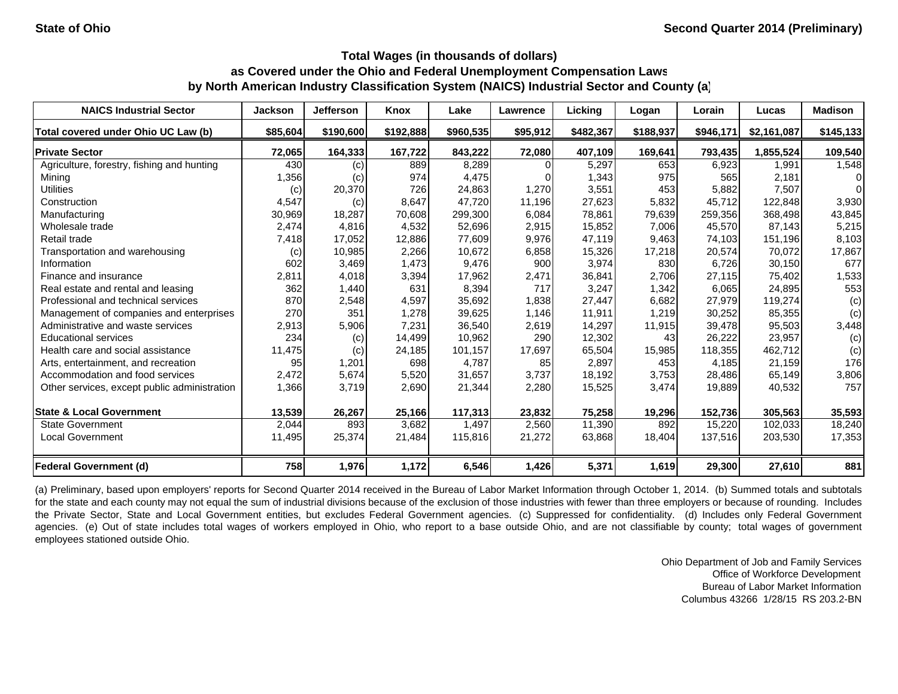State of Ohio

Second Quarter 2014 (Preliminary)

## Total Wages (in thousands of dollars) as Covered under the Ohio and Federal Unemployment Compensation Laws by North American Industry Classification System (NAICS) Industrial Sector and County (a)

| NAICS Industrial Sector | Jackson | Jefferson | Knox | Lake | Lawrence | Licking | Logan | Lorain | Lucas | Madison |
|---|---|---|---|---|---|---|---|---|---|---|
| **Total covered under Ohio UC Law (b)** | **$85,604** | **$190,600** | **$192,888** | **$960,535** | **$95,912** | **$482,367** | **$188,937** | **$946,171** | **$2,161,087** | **$145,133** |
| **Private Sector** | **72,065** | **164,333** | **167,722** | **843,222** | **72,080** | **407,109** | **169,641** | **793,435** | **1,855,524** | **109,540** |
| Agriculture, forestry, fishing and hunting | 430 | (c) | 889 | 8,289 | 0 | 5,297 | 653 | 6,923 | 1,991 | 1,548 |
| Mining | 1,356 | (c) | 974 | 4,475 | 0 | 1,343 | 975 | 565 | 2,181 | 0 |
| Utilities | (c) | 20,370 | 726 | 24,863 | 1,270 | 3,551 | 453 | 5,882 | 7,507 | 0 |
| Construction | 4,547 | (c) | 8,647 | 47,720 | 11,196 | 27,623 | 5,832 | 45,712 | 122,848 | 3,930 |
| Manufacturing | 30,969 | 18,287 | 70,608 | 299,300 | 6,084 | 78,861 | 79,639 | 259,356 | 368,498 | 43,845 |
| Wholesale trade | 2,474 | 4,816 | 4,532 | 52,696 | 2,915 | 15,852 | 7,006 | 45,570 | 87,143 | 5,215 |
| Retail trade | 7,418 | 17,052 | 12,886 | 77,609 | 9,976 | 47,119 | 9,463 | 74,103 | 151,196 | 8,103 |
| Transportation and warehousing | (c) | 10,985 | 2,266 | 10,672 | 6,858 | 15,326 | 17,218 | 20,574 | 70,072 | 17,867 |
| Information | 602 | 3,469 | 1,473 | 9,476 | 900 | 3,974 | 830 | 6,726 | 30,150 | 677 |
| Finance and insurance | 2,811 | 4,018 | 3,394 | 17,962 | 2,471 | 36,841 | 2,706 | 27,115 | 75,402 | 1,533 |
| Real estate and rental and leasing | 362 | 1,440 | 631 | 8,394 | 717 | 3,247 | 1,342 | 6,065 | 24,895 | 553 |
| Professional and technical services | 870 | 2,548 | 4,597 | 35,692 | 1,838 | 27,447 | 6,682 | 27,979 | 119,274 | (c) |
| Management of companies and enterprises | 270 | 351 | 1,278 | 39,625 | 1,146 | 11,911 | 1,219 | 30,252 | 85,355 | (c) |
| Administrative and waste services | 2,913 | 5,906 | 7,231 | 36,540 | 2,619 | 14,297 | 11,915 | 39,478 | 95,503 | 3,448 |
| Educational services | 234 | (c) | 14,499 | 10,962 | 290 | 12,302 | 43 | 26,222 | 23,957 | (c) |
| Health care and social assistance | 11,475 | (c) | 24,185 | 101,157 | 17,697 | 65,504 | 15,985 | 118,355 | 462,712 | (c) |
| Arts, entertainment, and recreation | 95 | 1,201 | 698 | 4,787 | 85 | 2,897 | 453 | 4,185 | 21,159 | 176 |
| Accommodation and food services | 2,472 | 5,674 | 5,520 | 31,657 | 3,737 | 18,192 | 3,753 | 28,486 | 65,149 | 3,806 |
| Other services, except public administration | 1,366 | 3,719 | 2,690 | 21,344 | 2,280 | 15,525 | 3,474 | 19,889 | 40,532 | 757 |
| **State & Local Government** | **13,539** | **26,267** | **25,166** | **117,313** | **23,832** | **75,258** | **19,296** | **152,736** | **305,563** | **35,593** |
| State Government | 2,044 | 893 | 3,682 | 1,497 | 2,560 | 11,390 | 892 | 15,220 | 102,033 | 18,240 |
| Local Government | 11,495 | 25,374 | 21,484 | 115,816 | 21,272 | 63,868 | 18,404 | 137,516 | 203,530 | 17,353 |
| **Federal Government (d)** | **758** | **1,976** | **1,172** | **6,546** | **1,426** | **5,371** | **1,619** | **29,300** | **27,610** | **881** |

(a) Preliminary, based upon employers' reports for Second Quarter 2014 received in the Bureau of Labor Market Information through October 1, 2014. (b) Summed totals and subtotals for the state and each county may not equal the sum of industrial divisions because of the exclusion of those industries with fewer than three employers or because of rounding. Includes the Private Sector, State and Local Government entities, but excludes Federal Government agencies. (c) Suppressed for confidentiality. (d) Includes only Federal Government agencies. (e) Out of state includes total wages of workers employed in Ohio, who report to a base outside Ohio, and are not classifiable by county; total wages of government employees stationed outside Ohio.

Ohio Department of Job and Family Services
Office of Workforce Development
Bureau of Labor Market Information
Columbus 43266 1/28/15 RS 203.2-BN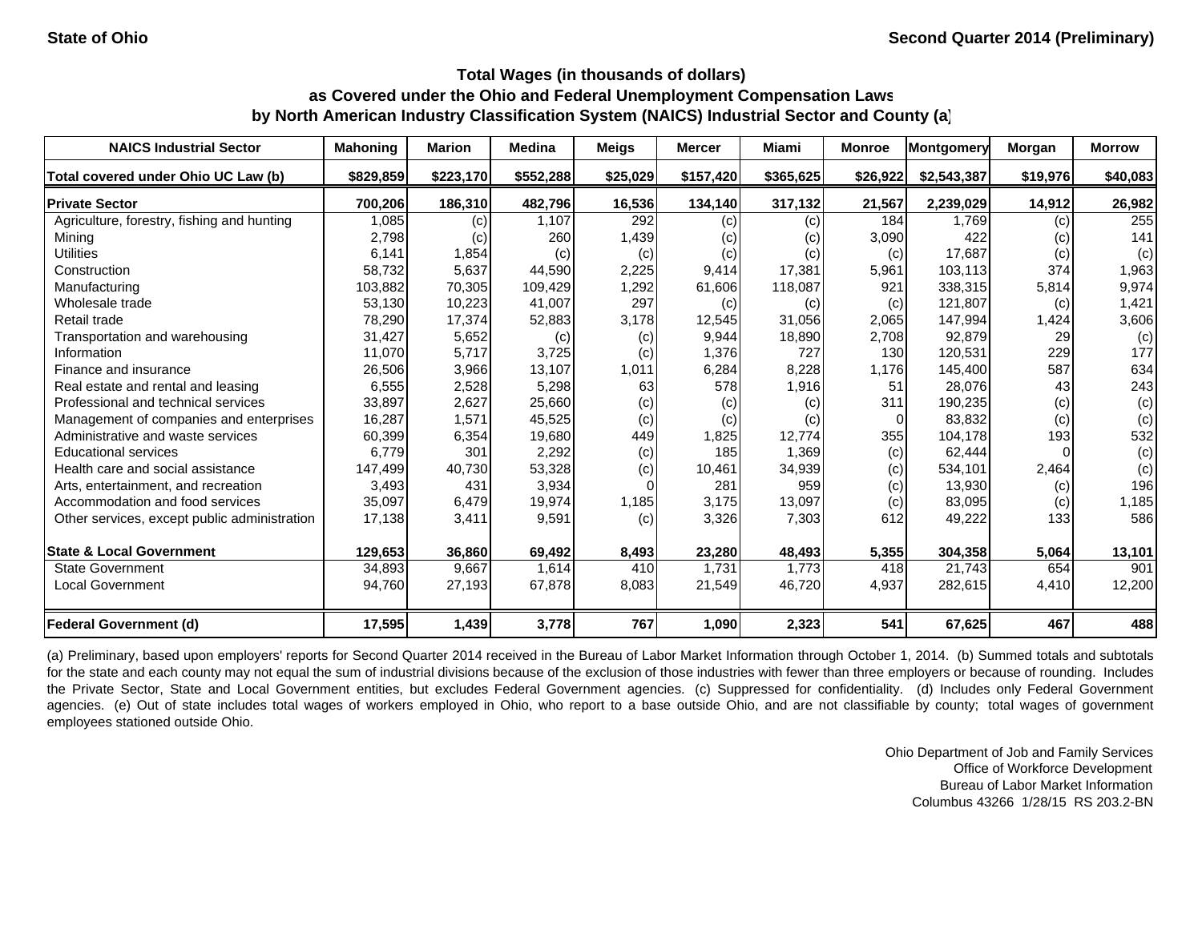State of Ohio — Second Quarter 2014 (Preliminary)

## Total Wages (in thousands of dollars) as Covered under the Ohio and Federal Unemployment Compensation Laws by North American Industry Classification System (NAICS) Industrial Sector and County (a)

| NAICS Industrial Sector | Mahoning | Marion | Medina | Meigs | Mercer | Miami | Monroe | Montgomery | Morgan | Morrow |
|---|---|---|---|---|---|---|---|---|---|---|
| **Total covered under Ohio UC Law (b)** | **$829,859** | **$223,170** | **$552,288** | **$25,029** | **$157,420** | **$365,625** | **$26,922** | **$2,543,387** | **$19,976** | **$40,083** |
| **Private Sector** | **700,206** | **186,310** | **482,796** | **16,536** | **134,140** | **317,132** | **21,567** | **2,239,029** | **14,912** | **26,982** |
| Agriculture, forestry, fishing and hunting | 1,085 | (c) | 1,107 | 292 | (c) | (c) | 184 | 1,769 | (c) | 255 |
| Mining | 2,798 | (c) | 260 | 1,439 | (c) | (c) | 3,090 | 422 | (c) | 141 |
| Utilities | 6,141 | 1,854 | (c) | (c) | (c) | (c) | (c) | 17,687 | (c) | (c) |
| Construction | 58,732 | 5,637 | 44,590 | 2,225 | 9,414 | 17,381 | 5,961 | 103,113 | 374 | 1,963 |
| Manufacturing | 103,882 | 70,305 | 109,429 | 1,292 | 61,606 | 118,087 | 921 | 338,315 | 5,814 | 9,974 |
| Wholesale trade | 53,130 | 10,223 | 41,007 | 297 | (c) | (c) | (c) | 121,807 | (c) | 1,421 |
| Retail trade | 78,290 | 17,374 | 52,883 | 3,178 | 12,545 | 31,056 | 2,065 | 147,994 | 1,424 | 3,606 |
| Transportation and warehousing | 31,427 | 5,652 | (c) | (c) | 9,944 | 18,890 | 2,708 | 92,879 | 29 | (c) |
| Information | 11,070 | 5,717 | 3,725 | (c) | 1,376 | 727 | 130 | 120,531 | 229 | 177 |
| Finance and insurance | 26,506 | 3,966 | 13,107 | 1,011 | 6,284 | 8,228 | 1,176 | 145,400 | 587 | 634 |
| Real estate and rental and leasing | 6,555 | 2,528 | 5,298 | 63 | 578 | 1,916 | 51 | 28,076 | 43 | 243 |
| Professional and technical services | 33,897 | 2,627 | 25,660 | (c) | (c) | (c) | 311 | 190,235 | (c) | (c) |
| Management of companies and enterprises | 16,287 | 1,571 | 45,525 | (c) | (c) | (c) | 0 | 83,832 | (c) | (c) |
| Administrative and waste services | 60,399 | 6,354 | 19,680 | 449 | 1,825 | 12,774 | 355 | 104,178 | 193 | 532 |
| Educational services | 6,779 | 301 | 2,292 | (c) | 185 | 1,369 | (c) | 62,444 | 0 | (c) |
| Health care and social assistance | 147,499 | 40,730 | 53,328 | (c) | 10,461 | 34,939 | (c) | 534,101 | 2,464 | (c) |
| Arts, entertainment, and recreation | 3,493 | 431 | 3,934 | 0 | 281 | 959 | (c) | 13,930 | (c) | 196 |
| Accommodation and food services | 35,097 | 6,479 | 19,974 | 1,185 | 3,175 | 13,097 | (c) | 83,095 | (c) | 1,185 |
| Other services, except public administration | 17,138 | 3,411 | 9,591 | (c) | 3,326 | 7,303 | 612 | 49,222 | 133 | 586 |
| **State & Local Government** | **129,653** | **36,860** | **69,492** | **8,493** | **23,280** | **48,493** | **5,355** | **304,358** | **5,064** | **13,101** |
| State Government | 34,893 | 9,667 | 1,614 | 410 | 1,731 | 1,773 | 418 | 21,743 | 654 | 901 |
| Local Government | 94,760 | 27,193 | 67,878 | 8,083 | 21,549 | 46,720 | 4,937 | 282,615 | 4,410 | 12,200 |
| **Federal Government (d)** | **17,595** | **1,439** | **3,778** | **767** | **1,090** | **2,323** | **541** | **67,625** | **467** | **488** |

(a) Preliminary, based upon employers' reports for Second Quarter 2014 received in the Bureau of Labor Market Information through October 1, 2014. (b) Summed totals and subtotals for the state and each county may not equal the sum of industrial divisions because of the exclusion of those industries with fewer than three employers or because of rounding. Includes the Private Sector, State and Local Government entities, but excludes Federal Government agencies. (c) Suppressed for confidentiality. (d) Includes only Federal Government agencies. (e) Out of state includes total wages of workers employed in Ohio, who report to a base outside Ohio, and are not classifiable by county; total wages of government employees stationed outside Ohio.

Ohio Department of Job and Family Services
Office of Workforce Development
Bureau of Labor Market Information
Columbus 43266 1/28/15 RS 203.2-BN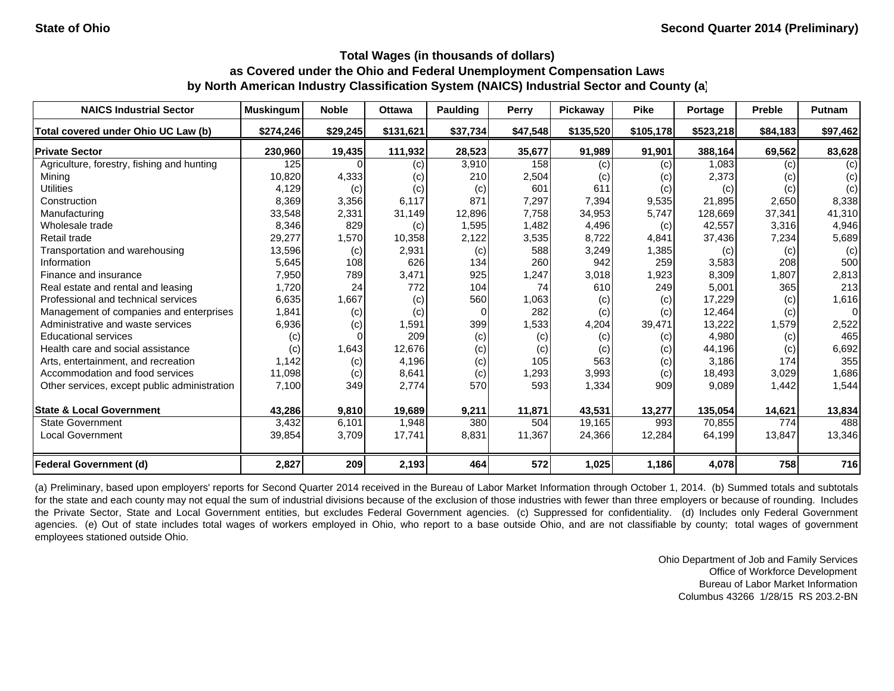State of Ohio

Second Quarter 2014 (Preliminary)

## Total Wages (in thousands of dollars) as Covered under the Ohio and Federal Unemployment Compensation Laws by North American Industry Classification System (NAICS) Industrial Sector and County (a)

| NAICS Industrial Sector | Muskingum | Noble | Ottawa | Paulding | Perry | Pickaway | Pike | Portage | Preble | Putnam |
|---|---|---|---|---|---|---|---|---|---|---|
| **Total covered under Ohio UC Law (b)** | **$274,246** | **$29,245** | **$131,621** | **$37,734** | **$47,548** | **$135,520** | **$105,178** | **$523,218** | **$84,183** | **$97,462** |
| **Private Sector** | **230,960** | **19,435** | **111,932** | **28,523** | **35,677** | **91,989** | **91,901** | **388,164** | **69,562** | **83,628** |
| Agriculture, forestry, fishing and hunting | 125 | 0 | (c) | 3,910 | 158 | (c) | (c) | 1,083 | (c) | (c) |
| Mining | 10,820 | 4,333 | (c) | 210 | 2,504 | (c) | (c) | 2,373 | (c) | (c) |
| Utilities | 4,129 | (c) | (c) | (c) | 601 | 611 | (c) | (c) | (c) | (c) |
| Construction | 8,369 | 3,356 | 6,117 | 871 | 7,297 | 7,394 | 9,535 | 21,895 | 2,650 | 8,338 |
| Manufacturing | 33,548 | 2,331 | 31,149 | 12,896 | 7,758 | 34,953 | 5,747 | 128,669 | 37,341 | 41,310 |
| Wholesale trade | 8,346 | 829 | (c) | 1,595 | 1,482 | 4,496 | (c) | 42,557 | 3,316 | 4,946 |
| Retail trade | 29,277 | 1,570 | 10,358 | 2,122 | 3,535 | 8,722 | 4,841 | 37,436 | 7,234 | 5,689 |
| Transportation and warehousing | 13,596 | (c) | 2,931 | (c) | 588 | 3,249 | 1,385 | (c) | (c) | (c) |
| Information | 5,645 | 108 | 626 | 134 | 260 | 942 | 259 | 3,583 | 208 | 500 |
| Finance and insurance | 7,950 | 789 | 3,471 | 925 | 1,247 | 3,018 | 1,923 | 8,309 | 1,807 | 2,813 |
| Real estate and rental and leasing | 1,720 | 24 | 772 | 104 | 74 | 610 | 249 | 5,001 | 365 | 213 |
| Professional and technical services | 6,635 | 1,667 | (c) | 560 | 1,063 | (c) | (c) | 17,229 | (c) | 1,616 |
| Management of companies and enterprises | 1,841 | (c) | (c) | 0 | 282 | (c) | (c) | 12,464 | (c) | 0 |
| Administrative and waste services | 6,936 | (c) | 1,591 | 399 | 1,533 | 4,204 | 39,471 | 13,222 | 1,579 | 2,522 |
| Educational services | (c) | 0 | 209 | (c) | (c) | (c) | (c) | 4,980 | (c) | 465 |
| Health care and social assistance | (c) | 1,643 | 12,676 | (c) | (c) | (c) | (c) | 44,196 | (c) | 6,692 |
| Arts, entertainment, and recreation | 1,142 | (c) | 4,196 | (c) | 105 | 563 | (c) | 3,186 | 174 | 355 |
| Accommodation and food services | 11,098 | (c) | 8,641 | (c) | 1,293 | 3,993 | (c) | 18,493 | 3,029 | 1,686 |
| Other services, except public administration | 7,100 | 349 | 2,774 | 570 | 593 | 1,334 | 909 | 9,089 | 1,442 | 1,544 |
| **State & Local Government** | **43,286** | **9,810** | **19,689** | **9,211** | **11,871** | **43,531** | **13,277** | **135,054** | **14,621** | **13,834** |
| State Government | 3,432 | 6,101 | 1,948 | 380 | 504 | 19,165 | 993 | 70,855 | 774 | 488 |
| Local Government | 39,854 | 3,709 | 17,741 | 8,831 | 11,367 | 24,366 | 12,284 | 64,199 | 13,847 | 13,346 |
| **Federal Government (d)** | **2,827** | **209** | **2,193** | **464** | **572** | **1,025** | **1,186** | **4,078** | **758** | **716** |

(a) Preliminary, based upon employers' reports for Second Quarter 2014 received in the Bureau of Labor Market Information through October 1, 2014. (b) Summed totals and subtotals for the state and each county may not equal the sum of industrial divisions because of the exclusion of those industries with fewer than three employers or because of rounding. Includes the Private Sector, State and Local Government entities, but excludes Federal Government agencies. (c) Suppressed for confidentiality. (d) Includes only Federal Government agencies. (e) Out of state includes total wages of workers employed in Ohio, who report to a base outside Ohio, and are not classifiable by county; total wages of government employees stationed outside Ohio.

Ohio Department of Job and Family Services
Office of Workforce Development
Bureau of Labor Market Information
Columbus 43266 1/28/15 RS 203.2-BN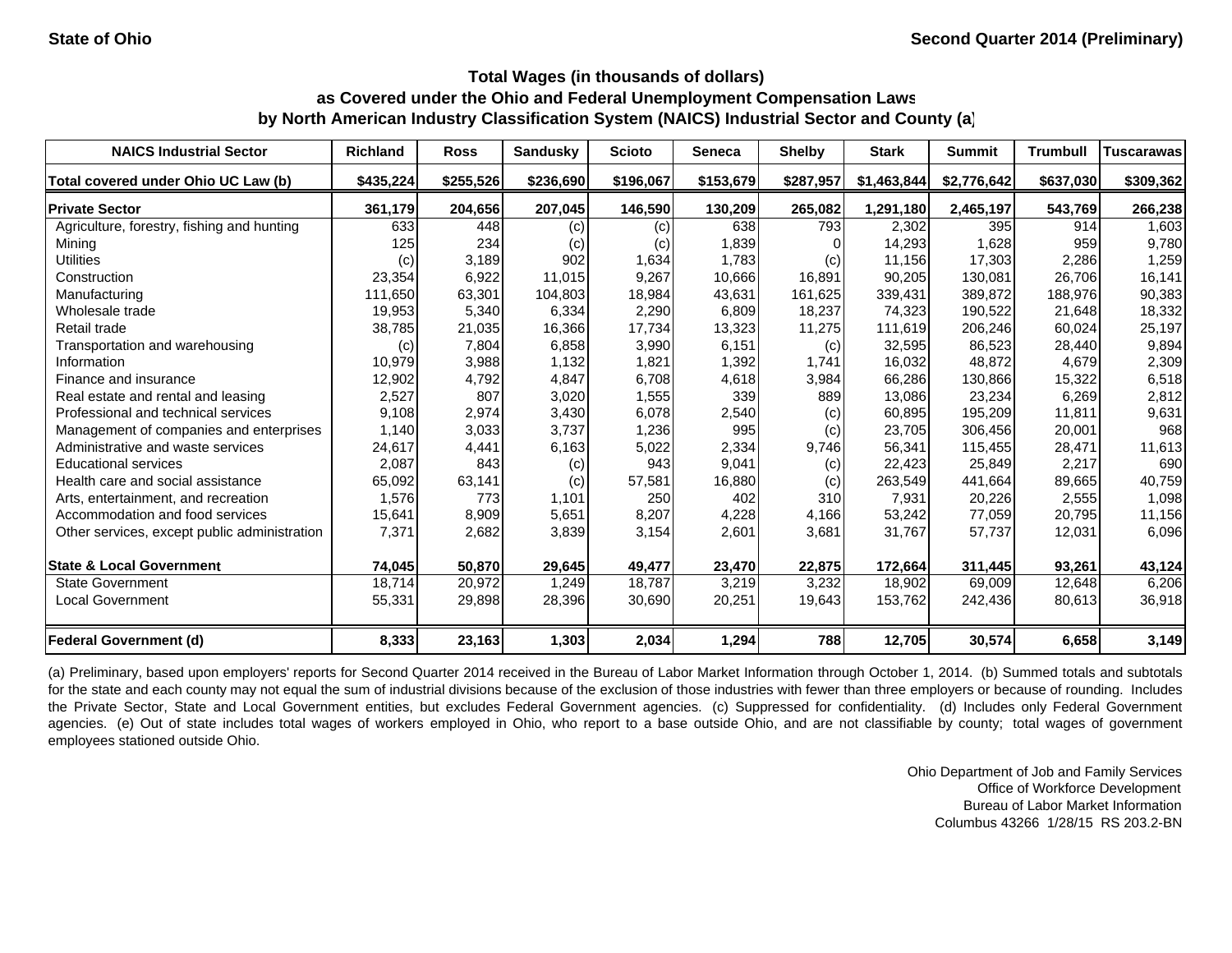State of Ohio

Second Quarter 2014 (Preliminary)

**Total Wages (in thousands of dollars)**
**as Covered under the Ohio and Federal Unemployment Compensation Laws**
**by North American Industry Classification System (NAICS) Industrial Sector and County (a)**

| NAICS Industrial Sector | Richland | Ross | Sandusky | Scioto | Seneca | Shelby | Stark | Summit | Trumbull | Tuscarawas |
|---|---|---|---|---|---|---|---|---|---|---|
| **Total covered under Ohio UC Law (b)** | **$435,224** | **$255,526** | **$236,690** | **$196,067** | **$153,679** | **$287,957** | **$1,463,844** | **$2,776,642** | **$637,030** | **$309,362** |
| **Private Sector** | **361,179** | **204,656** | **207,045** | **146,590** | **130,209** | **265,082** | **1,291,180** | **2,465,197** | **543,769** | **266,238** |
| Agriculture, forestry, fishing and hunting | 633 | 448 | (c) | (c) | 638 | 793 | 2,302 | 395 | 914 | 1,603 |
| Mining | 125 | 234 | (c) | (c) | 1,839 | 0 | 14,293 | 1,628 | 959 | 9,780 |
| Utilities | (c) | 3,189 | 902 | 1,634 | 1,783 | (c) | 11,156 | 17,303 | 2,286 | 1,259 |
| Construction | 23,354 | 6,922 | 11,015 | 9,267 | 10,666 | 16,891 | 90,205 | 130,081 | 26,706 | 16,141 |
| Manufacturing | 111,650 | 63,301 | 104,803 | 18,984 | 43,631 | 161,625 | 339,431 | 389,872 | 188,976 | 90,383 |
| Wholesale trade | 19,953 | 5,340 | 6,334 | 2,290 | 6,809 | 18,237 | 74,323 | 190,522 | 21,648 | 18,332 |
| Retail trade | 38,785 | 21,035 | 16,366 | 17,734 | 13,323 | 11,275 | 111,619 | 206,246 | 60,024 | 25,197 |
| Transportation and warehousing | (c) | 7,804 | 6,858 | 3,990 | 6,151 | (c) | 32,595 | 86,523 | 28,440 | 9,894 |
| Information | 10,979 | 3,988 | 1,132 | 1,821 | 1,392 | 1,741 | 16,032 | 48,872 | 4,679 | 2,309 |
| Finance and insurance | 12,902 | 4,792 | 4,847 | 6,708 | 4,618 | 3,984 | 66,286 | 130,866 | 15,322 | 6,518 |
| Real estate and rental and leasing | 2,527 | 807 | 3,020 | 1,555 | 339 | 889 | 13,086 | 23,234 | 6,269 | 2,812 |
| Professional and technical services | 9,108 | 2,974 | 3,430 | 6,078 | 2,540 | (c) | 60,895 | 195,209 | 11,811 | 9,631 |
| Management of companies and enterprises | 1,140 | 3,033 | 3,737 | 1,236 | 995 | (c) | 23,705 | 306,456 | 20,001 | 968 |
| Administrative and waste services | 24,617 | 4,441 | 6,163 | 5,022 | 2,334 | 9,746 | 56,341 | 115,455 | 28,471 | 11,613 |
| Educational services | 2,087 | 843 | (c) | 943 | 9,041 | (c) | 22,423 | 25,849 | 2,217 | 690 |
| Health care and social assistance | 65,092 | 63,141 | (c) | 57,581 | 16,880 | (c) | 263,549 | 441,664 | 89,665 | 40,759 |
| Arts, entertainment, and recreation | 1,576 | 773 | 1,101 | 250 | 402 | 310 | 7,931 | 20,226 | 2,555 | 1,098 |
| Accommodation and food services | 15,641 | 8,909 | 5,651 | 8,207 | 4,228 | 4,166 | 53,242 | 77,059 | 20,795 | 11,156 |
| Other services, except public administration | 7,371 | 2,682 | 3,839 | 3,154 | 2,601 | 3,681 | 31,767 | 57,737 | 12,031 | 6,096 |
| **State & Local Government** | **74,045** | **50,870** | **29,645** | **49,477** | **23,470** | **22,875** | **172,664** | **311,445** | **93,261** | **43,124** |
| State Government | 18,714 | 20,972 | 1,249 | 18,787 | 3,219 | 3,232 | 18,902 | 69,009 | 12,648 | 6,206 |
| Local Government | 55,331 | 29,898 | 28,396 | 30,690 | 20,251 | 19,643 | 153,762 | 242,436 | 80,613 | 36,918 |
| **Federal Government (d)** | **8,333** | **23,163** | **1,303** | **2,034** | **1,294** | **788** | **12,705** | **30,574** | **6,658** | **3,149** |

(a) Preliminary, based upon employers' reports for Second Quarter 2014 received in the Bureau of Labor Market Information through October 1, 2014. (b) Summed totals and subtotals for the state and each county may not equal the sum of industrial divisions because of the exclusion of those industries with fewer than three employers or because of rounding. Includes the Private Sector, State and Local Government entities, but excludes Federal Government agencies. (c) Suppressed for confidentiality. (d) Includes only Federal Government agencies. (e) Out of state includes total wages of workers employed in Ohio, who report to a base outside Ohio, and are not classifiable by county; total wages of government employees stationed outside Ohio.

Ohio Department of Job and Family Services
Office of Workforce Development
Bureau of Labor Market Information
Columbus 43266 1/28/15 RS 203.2-BN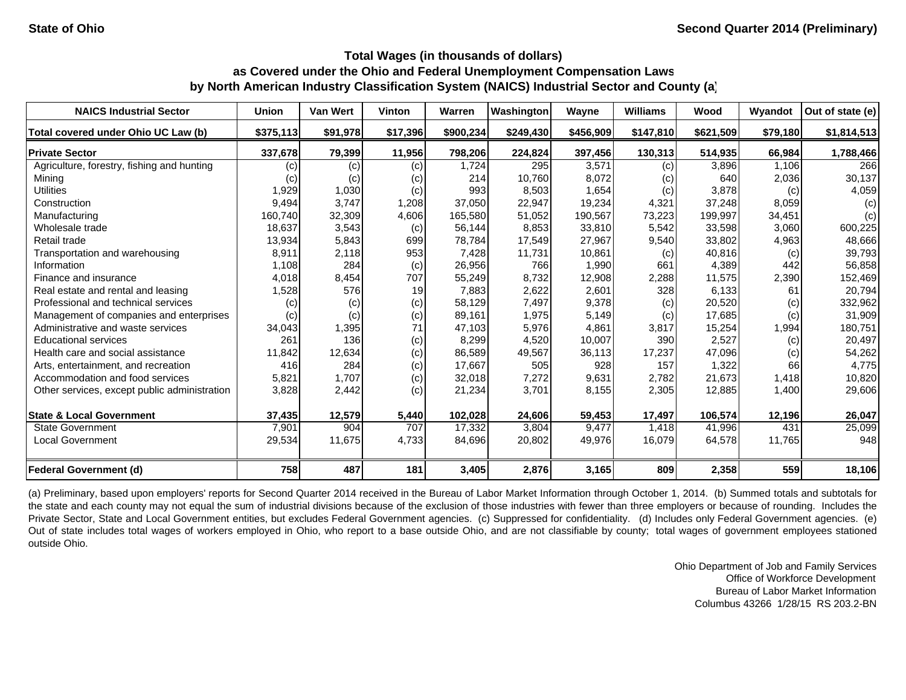State of Ohio — Second Quarter 2014 (Preliminary)

## Total Wages (in thousands of dollars)
## as Covered under the Ohio and Federal Unemployment Compensation Laws
## by North American Industry Classification System (NAICS) Industrial Sector and County (a)

| NAICS Industrial Sector | Union | Van Wert | Vinton | Warren | Washington | Wayne | Williams | Wood | Wyandot | Out of state (e) |
|---|---|---|---|---|---|---|---|---|---|---|
| **Total covered under Ohio UC Law (b)** | **$375,113** | **$91,978** | **$17,396** | **$900,234** | **$249,430** | **$456,909** | **$147,810** | **$621,509** | **$79,180** | **$1,814,513** |
| **Private Sector** | **337,678** | **79,399** | **11,956** | **798,206** | **224,824** | **397,456** | **130,313** | **514,935** | **66,984** | **1,788,466** |
| Agriculture, forestry, fishing and hunting | (c) | (c) | (c) | 1,724 | 295 | 3,571 | (c) | 3,896 | 1,106 | 266 |
| Mining | (c) | (c) | (c) | 214 | 10,760 | 8,072 | (c) | 640 | 2,036 | 30,137 |
| Utilities | 1,929 | 1,030 | (c) | 993 | 8,503 | 1,654 | (c) | 3,878 | (c) | 4,059 |
| Construction | 9,494 | 3,747 | 1,208 | 37,050 | 22,947 | 19,234 | 4,321 | 37,248 | 8,059 | (c) |
| Manufacturing | 160,740 | 32,309 | 4,606 | 165,580 | 51,052 | 190,567 | 73,223 | 199,997 | 34,451 | (c) |
| Wholesale trade | 18,637 | 3,543 | (c) | 56,144 | 8,853 | 33,810 | 5,542 | 33,598 | 3,060 | 600,225 |
| Retail trade | 13,934 | 5,843 | 699 | 78,784 | 17,549 | 27,967 | 9,540 | 33,802 | 4,963 | 48,666 |
| Transportation and warehousing | 8,911 | 2,118 | 953 | 7,428 | 11,731 | 10,861 | (c) | 40,816 | (c) | 39,793 |
| Information | 1,108 | 284 | (c) | 26,956 | 766 | 1,990 | 661 | 4,389 | 442 | 56,858 |
| Finance and insurance | 4,018 | 8,454 | 707 | 55,249 | 8,732 | 12,908 | 2,288 | 11,575 | 2,390 | 152,469 |
| Real estate and rental and leasing | 1,528 | 576 | 19 | 7,883 | 2,622 | 2,601 | 328 | 6,133 | 61 | 20,794 |
| Professional and technical services | (c) | (c) | (c) | 58,129 | 7,497 | 9,378 | (c) | 20,520 | (c) | 332,962 |
| Management of companies and enterprises | (c) | (c) | (c) | 89,161 | 1,975 | 5,149 | (c) | 17,685 | (c) | 31,909 |
| Administrative and waste services | 34,043 | 1,395 | 71 | 47,103 | 5,976 | 4,861 | 3,817 | 15,254 | 1,994 | 180,751 |
| Educational services | 261 | 136 | (c) | 8,299 | 4,520 | 10,007 | 390 | 2,527 | (c) | 20,497 |
| Health care and social assistance | 11,842 | 12,634 | (c) | 86,589 | 49,567 | 36,113 | 17,237 | 47,096 | (c) | 54,262 |
| Arts, entertainment, and recreation | 416 | 284 | (c) | 17,667 | 505 | 928 | 157 | 1,322 | 66 | 4,775 |
| Accommodation and food services | 5,821 | 1,707 | (c) | 32,018 | 7,272 | 9,631 | 2,782 | 21,673 | 1,418 | 10,820 |
| Other services, except public administration | 3,828 | 2,442 | (c) | 21,234 | 3,701 | 8,155 | 2,305 | 12,885 | 1,400 | 29,606 |
| **State & Local Government** | **37,435** | **12,579** | **5,440** | **102,028** | **24,606** | **59,453** | **17,497** | **106,574** | **12,196** | **26,047** |
| State Government | 7,901 | 904 | 707 | 17,332 | 3,804 | 9,477 | 1,418 | 41,996 | 431 | 25,099 |
| Local Government | 29,534 | 11,675 | 4,733 | 84,696 | 20,802 | 49,976 | 16,079 | 64,578 | 11,765 | 948 |
| **Federal Government (d)** | **758** | **487** | **181** | **3,405** | **2,876** | **3,165** | **809** | **2,358** | **559** | **18,106** |

(a) Preliminary, based upon employers' reports for Second Quarter 2014 received in the Bureau of Labor Market Information through October 1, 2014. (b) Summed totals and subtotals for the state and each county may not equal the sum of industrial divisions because of the exclusion of those industries with fewer than three employers or because of rounding. Includes the Private Sector, State and Local Government entities, but excludes Federal Government agencies. (c) Suppressed for confidentiality. (d) Includes only Federal Government agencies. (e) Out of state includes total wages of workers employed in Ohio, who report to a base outside Ohio, and are not classifiable by county; total wages of government employees stationed outside Ohio.

Ohio Department of Job and Family Services
Office of Workforce Development
Bureau of Labor Market Information
Columbus 43266 1/28/15 RS 203.2-BN